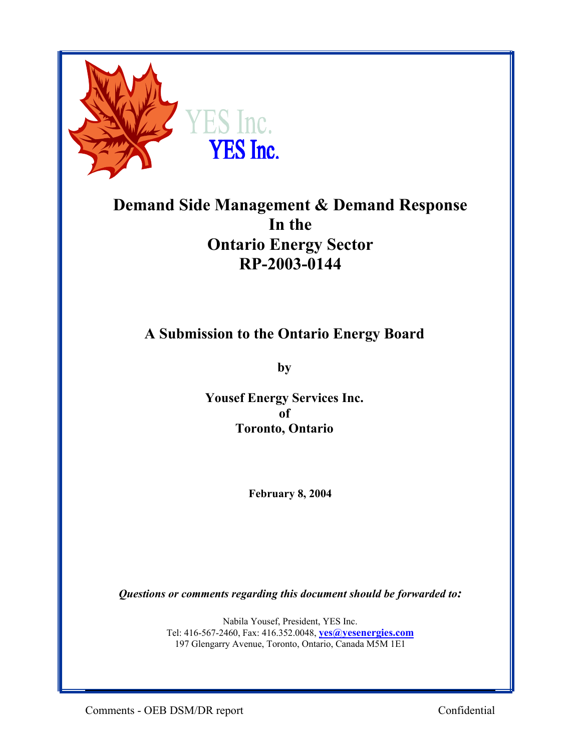YES Inc.

# Demand Side Management & Demand Response In the Ontario Energy Sector RP-2003-0144

## A Submission to the Ontario Energy Board

**by**

**Yousef Energy Services Inc.**
**of**
**Toronto, Ontario**

**February 8, 2004**

***Questions or comments regarding this document should be forwarded to:***

Nabila Yousef, President, YES Inc.
Tel: 416-567-2460, Fax: 416.352.0048, **yes@yesenergies.com**
197 Glengarry Avenue, Toronto, Ontario, Canada M5M 1E1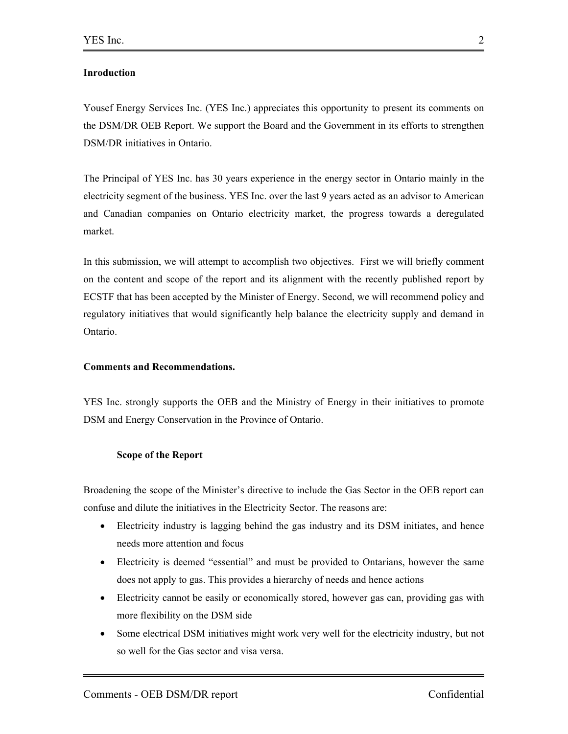**Inroduction**

Yousef Energy Services Inc. (YES Inc.) appreciates this opportunity to present its comments on the DSM/DR OEB Report. We support the Board and the Government in its efforts to strengthen DSM/DR initiatives in Ontario.

The Principal of YES Inc. has 30 years experience in the energy sector in Ontario mainly in the electricity segment of the business. YES Inc. over the last 9 years acted as an advisor to American and Canadian companies on Ontario electricity market, the progress towards a deregulated market.

In this submission, we will attempt to accomplish two objectives. First we will briefly comment on the content and scope of the report and its alignment with the recently published report by ECSTF that has been accepted by the Minister of Energy. Second, we will recommend policy and regulatory initiatives that would significantly help balance the electricity supply and demand in Ontario.

**Comments and Recommendations.**

YES Inc. strongly supports the OEB and the Ministry of Energy in their initiatives to promote DSM and Energy Conservation in the Province of Ontario.

**Scope of the Report**

Broadening the scope of the Minister's directive to include the Gas Sector in the OEB report can confuse and dilute the initiatives in the Electricity Sector. The reasons are:

- Electricity industry is lagging behind the gas industry and its DSM initiates, and hence needs more attention and focus
- Electricity is deemed "essential" and must be provided to Ontarians, however the same does not apply to gas. This provides a hierarchy of needs and hence actions
- Electricity cannot be easily or economically stored, however gas can, providing gas with more flexibility on the DSM side
- Some electrical DSM initiatives might work very well for the electricity industry, but not so well for the Gas sector and visa versa.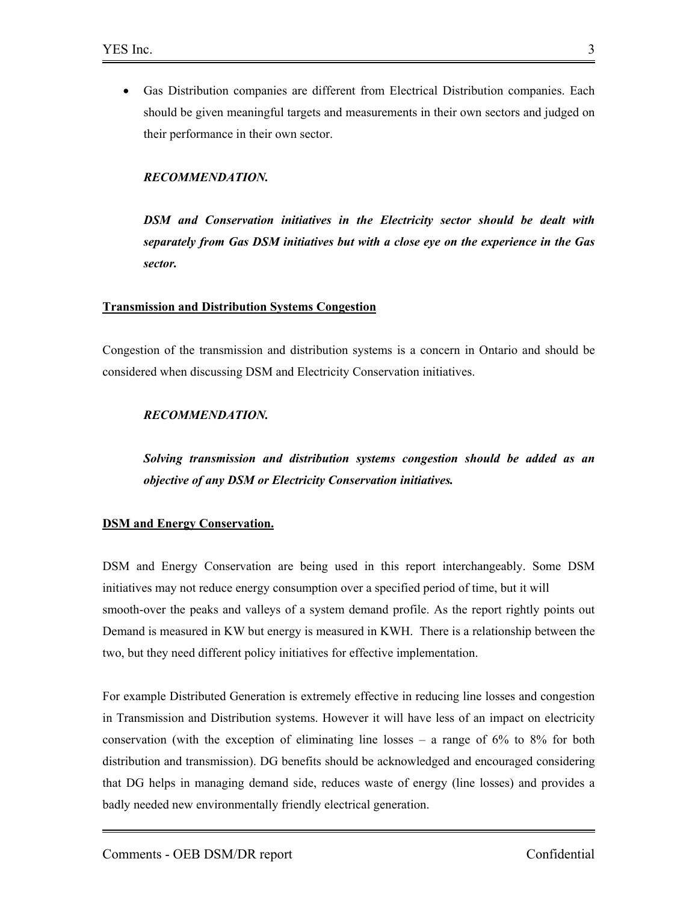- Gas Distribution companies are different from Electrical Distribution companies. Each should be given meaningful targets and measurements in their own sectors and judged on their performance in their own sector.

  ***RECOMMENDATION.***

  ***DSM and Conservation initiatives in the Electricity sector should be dealt with separately from Gas DSM initiatives but with a close eye on the experience in the Gas sector.***

**Transmission and Distribution Systems Congestion**

Congestion of the transmission and distribution systems is a concern in Ontario and should be considered when discussing DSM and Electricity Conservation initiatives.

***RECOMMENDATION.***

***Solving transmission and distribution systems congestion should be added as an objective of any DSM or Electricity Conservation initiatives.***

**DSM and Energy Conservation.**

DSM and Energy Conservation are being used in this report interchangeably. Some DSM initiatives may not reduce energy consumption over a specified period of time, but it will smooth-over the peaks and valleys of a system demand profile. As the report rightly points out Demand is measured in KW but energy is measured in KWH. There is a relationship between the two, but they need different policy initiatives for effective implementation.

For example Distributed Generation is extremely effective in reducing line losses and congestion in Transmission and Distribution systems. However it will have less of an impact on electricity conservation (with the exception of eliminating line losses – a range of 6% to 8% for both distribution and transmission). DG benefits should be acknowledged and encouraged considering that DG helps in managing demand side, reduces waste of energy (line losses) and provides a badly needed new environmentally friendly electrical generation.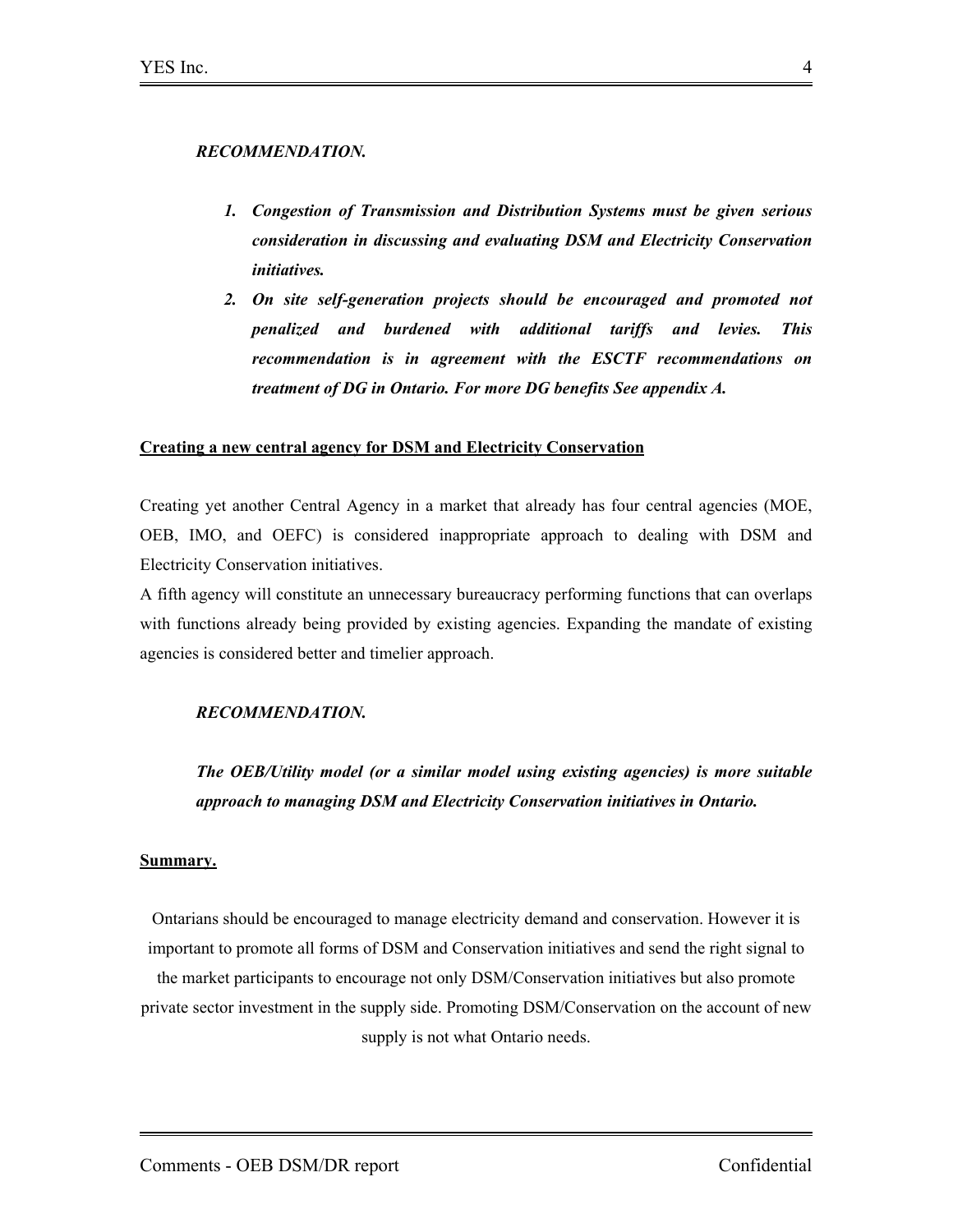***RECOMMENDATION.***

1. ***Congestion of Transmission and Distribution Systems must be given serious consideration in discussing and evaluating DSM and Electricity Conservation initiatives.***
2. ***On site self-generation projects should be encouraged and promoted not penalized and burdened with additional tariffs and levies. This recommendation is in agreement with the ESCTF recommendations on treatment of DG in Ontario. For more DG benefits See appendix A.***

**<u>Creating a new central agency for DSM and Electricity Conservation</u>**

Creating yet another Central Agency in a market that already has four central agencies (MOE, OEB, IMO, and OEFC) is considered inappropriate approach to dealing with DSM and Electricity Conservation initiatives.

A fifth agency will constitute an unnecessary bureaucracy performing functions that can overlaps with functions already being provided by existing agencies. Expanding the mandate of existing agencies is considered better and timelier approach.

***RECOMMENDATION.***

***The OEB/Utility model (or a similar model using existing agencies) is more suitable approach to managing DSM and Electricity Conservation initiatives in Ontario.***

**<u>Summary.</u>**

Ontarians should be encouraged to manage electricity demand and conservation. However it is important to promote all forms of DSM and Conservation initiatives and send the right signal to the market participants to encourage not only DSM/Conservation initiatives but also promote private sector investment in the supply side. Promoting DSM/Conservation on the account of new supply is not what Ontario needs.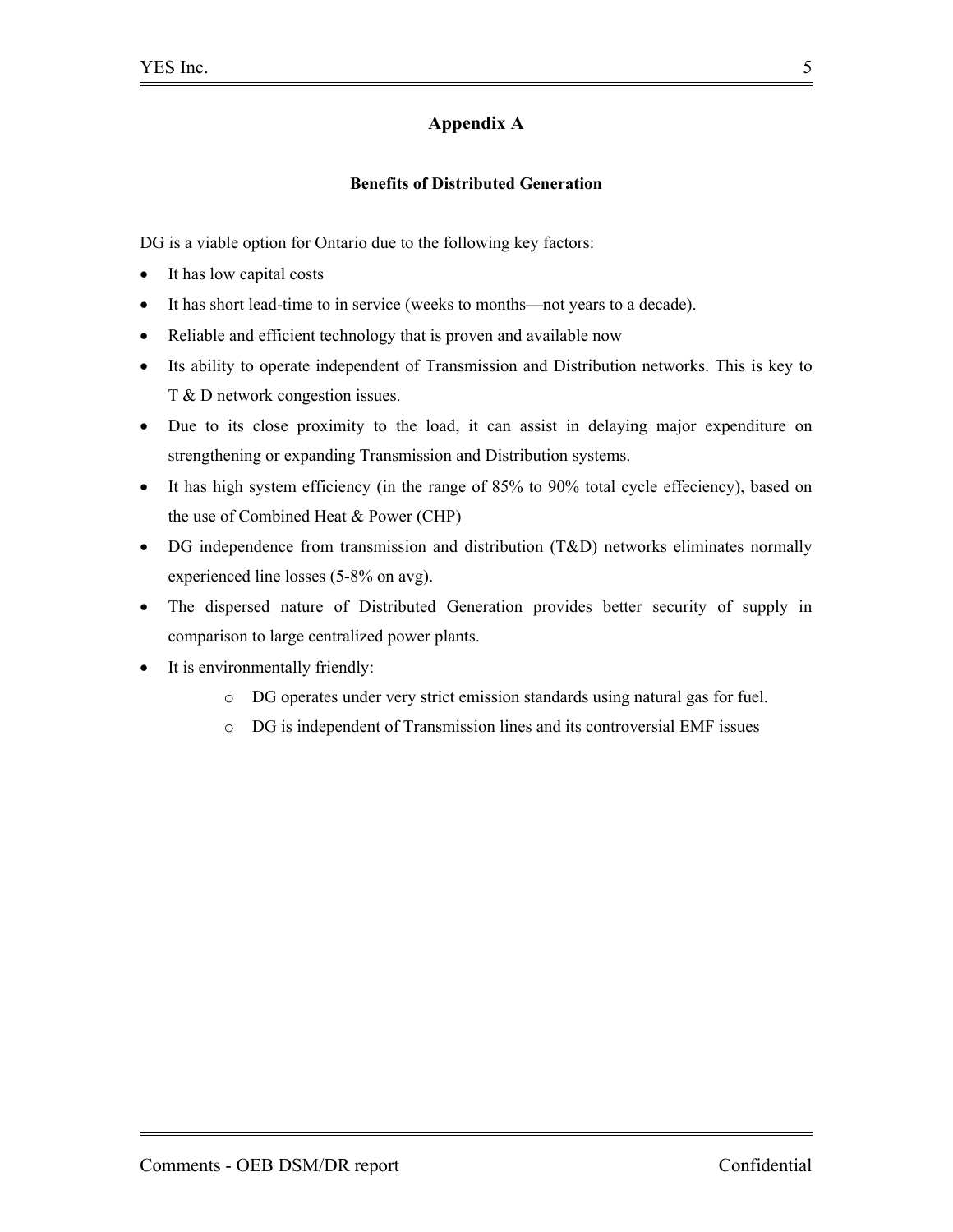# Appendix A

### Benefits of Distributed Generation

DG is a viable option for Ontario due to the following key factors:

- It has low capital costs
- It has short lead-time to in service (weeks to months—not years to a decade).
- Reliable and efficient technology that is proven and available now
- Its ability to operate independent of Transmission and Distribution networks. This is key to T & D network congestion issues.
- Due to its close proximity to the load, it can assist in delaying major expenditure on strengthening or expanding Transmission and Distribution systems.
- It has high system efficiency (in the range of 85% to 90% total cycle effeciency), based on the use of Combined Heat & Power (CHP)
- DG independence from transmission and distribution (T&D) networks eliminates normally experienced line losses (5-8% on avg).
- The dispersed nature of Distributed Generation provides better security of supply in comparison to large centralized power plants.
- It is environmentally friendly:
  - DG operates under very strict emission standards using natural gas for fuel.
  - DG is independent of Transmission lines and its controversial EMF issues